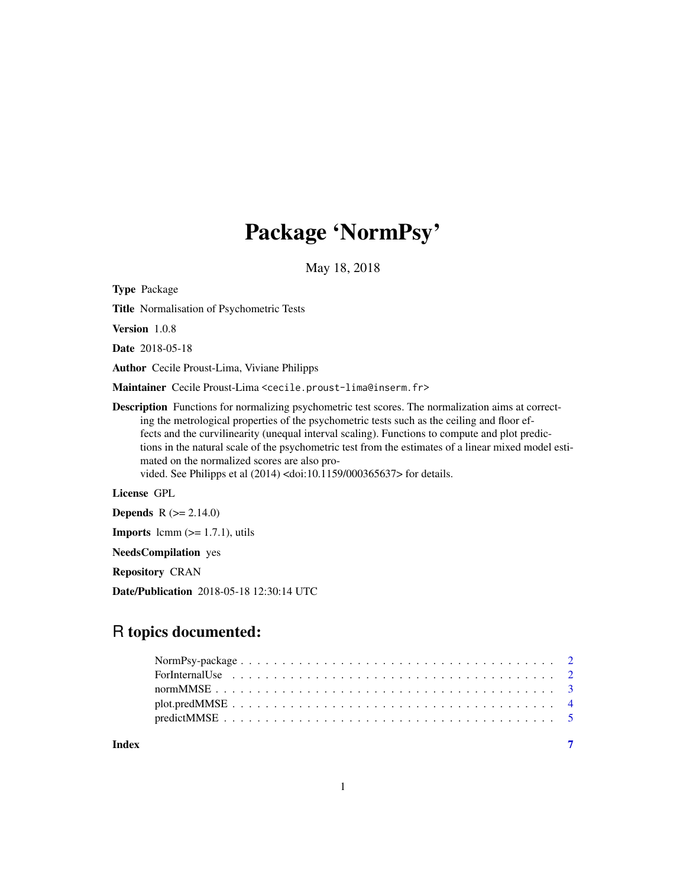# Package 'NormPsy'

May 18, 2018

**Type** Package

**Title** Normalisation of Psychometric Tests

**Version** 1.0.8

**Date** 2018-05-18

**Author** Cecile Proust-Lima, Viviane Philipps

**Maintainer** Cecile Proust-Lima <cecile.proust-lima@inserm.fr>

**Description** Functions for normalizing psychometric test scores. The normalization aims at correcting the metrological properties of the psychometric tests such as the ceiling and floor effects and the curvilinearity (unequal interval scaling). Functions to compute and plot predictions in the natural scale of the psychometric test from the estimates of a linear mixed model estimated on the normalized scores are also provided. See Philipps et al (2014) <doi:10.1159/000365637> for details.

**License** GPL

**Depends** R (>= 2.14.0)

**Imports** lcmm (>= 1.7.1), utils

**NeedsCompilation** yes

**Repository** CRAN

**Date/Publication** 2018-05-18 12:30:14 UTC

## R topics documented:

- NormPsy-package . . . . . . . . . . . . . . . . . . . . . . . . . . . . . . . . . . . . 2
- ForInternalUse . . . . . . . . . . . . . . . . . . . . . . . . . . . . . . . . . . . . 2
- normMMSE . . . . . . . . . . . . . . . . . . . . . . . . . . . . . . . . . . . . 3
- plot.predMMSE . . . . . . . . . . . . . . . . . . . . . . . . . . . . . . . . . . . . 4
- predictMMSE . . . . . . . . . . . . . . . . . . . . . . . . . . . . . . . . . . . . 5

**Index** 7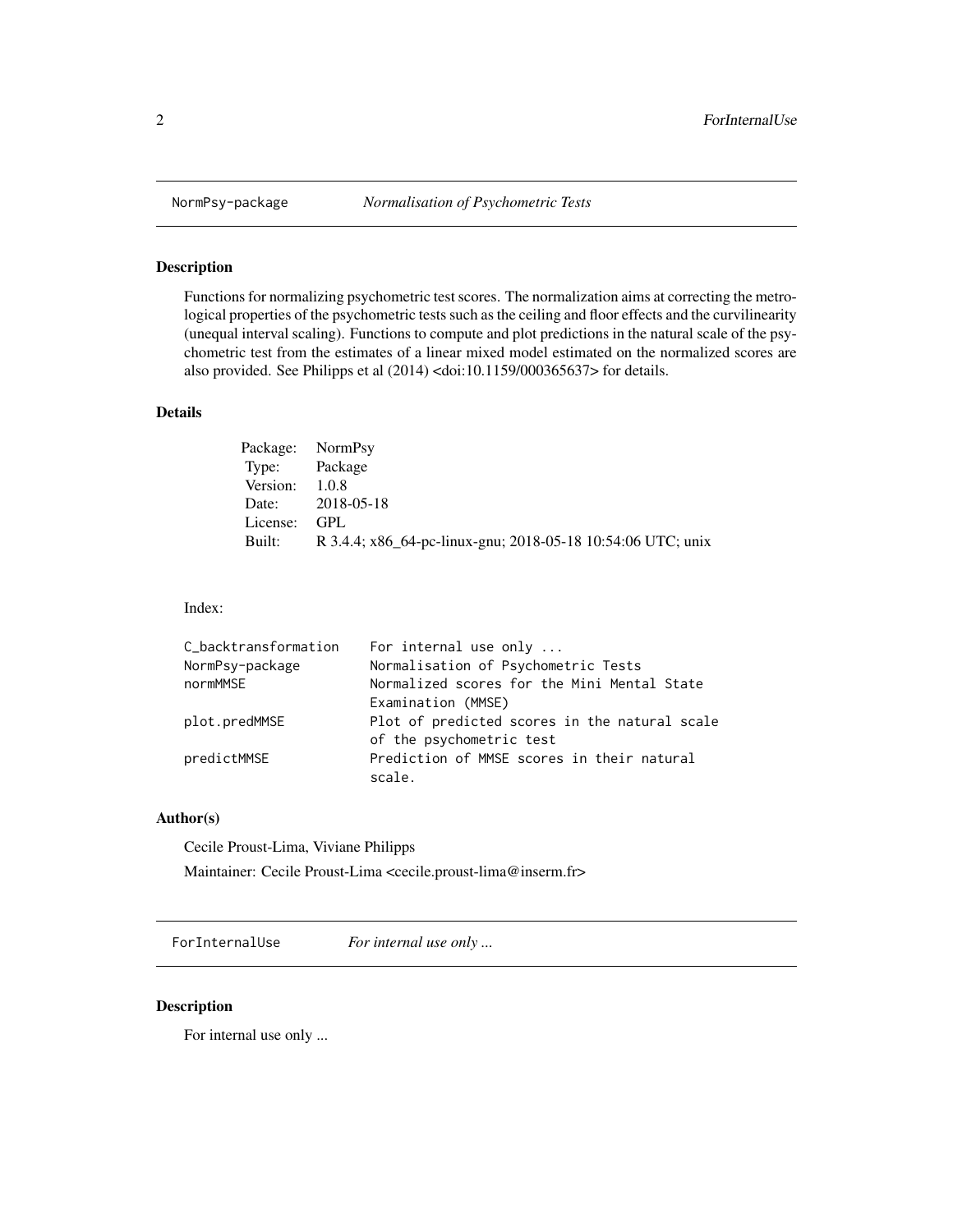## NormPsy-package — *Normalisation of Psychometric Tests*

### Description

Functions for normalizing psychometric test scores. The normalization aims at correcting the metrological properties of the psychometric tests such as the ceiling and floor effects and the curvilinearity (unequal interval scaling). Functions to compute and plot predictions in the natural scale of the psychometric test from the estimates of a linear mixed model estimated on the normalized scores are also provided. See Philipps et al (2014) <doi:10.1159/000365637> for details.

### Details

| | |
|---|---|
| Package: | NormPsy |
| Type: | Package |
| Version: | 1.0.8 |
| Date: | 2018-05-18 |
| License: | GPL |
| Built: | R 3.4.4; x86_64-pc-linux-gnu; 2018-05-18 10:54:06 UTC; unix |

Index:

```
C_backtransformation    For internal use only ...
NormPsy-package         Normalisation of Psychometric Tests
normMMSE                Normalized scores for the Mini Mental State
                        Examination (MMSE)
plot.predMMSE           Plot of predicted scores in the natural scale
                        of the psychometric test
predictMMSE             Prediction of MMSE scores in their natural
                        scale.
```

### Author(s)

Cecile Proust-Lima, Viviane Philipps

Maintainer: Cecile Proust-Lima <cecile.proust-lima@inserm.fr>

## ForInternalUse — *For internal use only ...*

### Description

For internal use only ...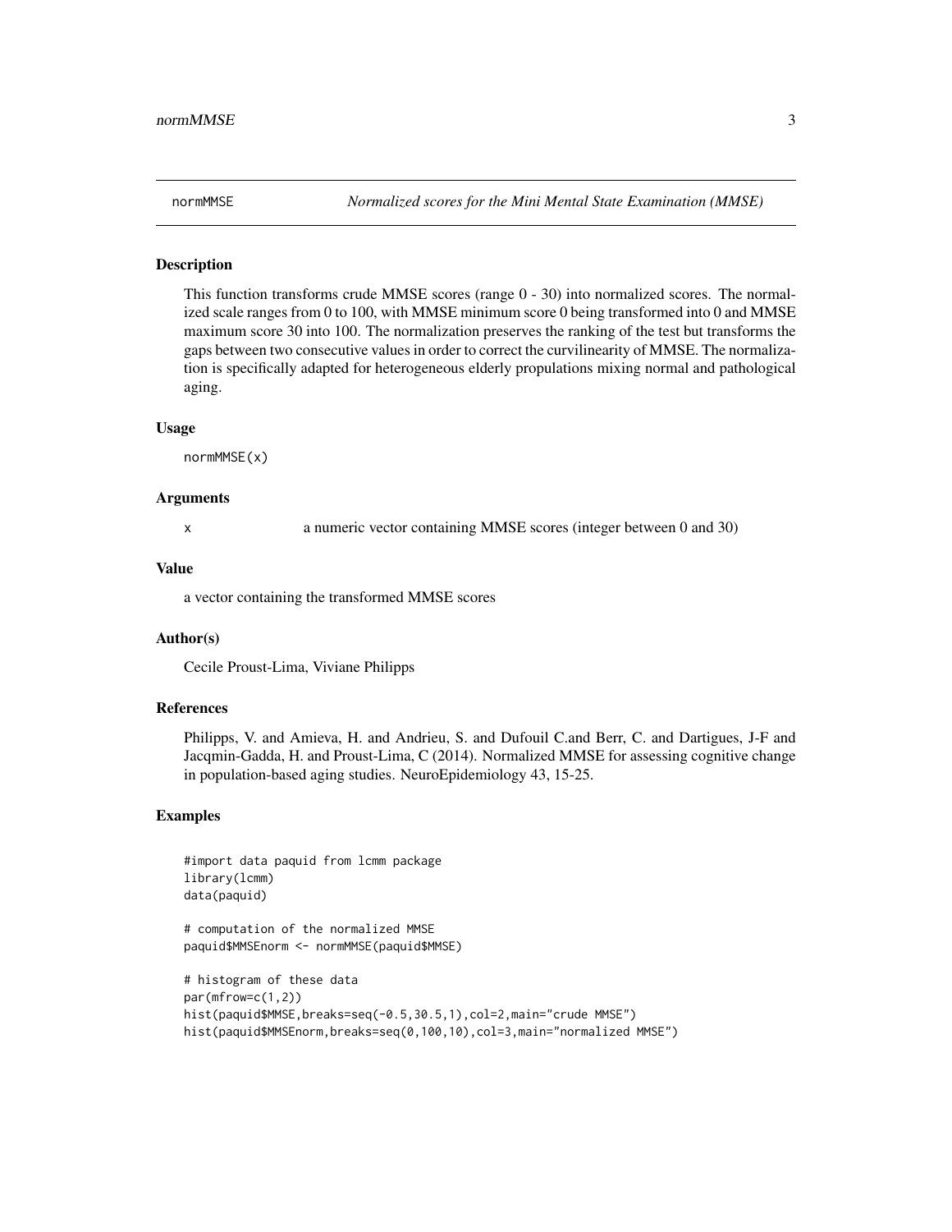## normMMSE *Normalized scores for the Mini Mental State Examination (MMSE)*

### Description

This function transforms crude MMSE scores (range 0 - 30) into normalized scores. The normalized scale ranges from 0 to 100, with MMSE minimum score 0 being transformed into 0 and MMSE maximum score 30 into 100. The normalization preserves the ranking of the test but transforms the gaps between two consecutive values in order to correct the curvilinearity of MMSE. The normalization is specifically adapted for heterogeneous elderly propulations mixing normal and pathological aging.

### Usage

```
normMMSE(x)
```

### Arguments

| | |
|---|---|
| x | a numeric vector containing MMSE scores (integer between 0 and 30) |

### Value

a vector containing the transformed MMSE scores

### Author(s)

Cecile Proust-Lima, Viviane Philipps

### References

Philipps, V. and Amieva, H. and Andrieu, S. and Dufouil C.and Berr, C. and Dartigues, J-F and Jacqmin-Gadda, H. and Proust-Lima, C (2014). Normalized MMSE for assessing cognitive change in population-based aging studies. NeuroEpidemiology 43, 15-25.

### Examples

```
#import data paquid from lcmm package
library(lcmm)
data(paquid)

# computation of the normalized MMSE
paquid$MMSEnorm <- normMMSE(paquid$MMSE)

# histogram of these data
par(mfrow=c(1,2))
hist(paquid$MMSE,breaks=seq(-0.5,30.5,1),col=2,main="crude MMSE")
hist(paquid$MMSEnorm,breaks=seq(0,100,10),col=3,main="normalized MMSE")
```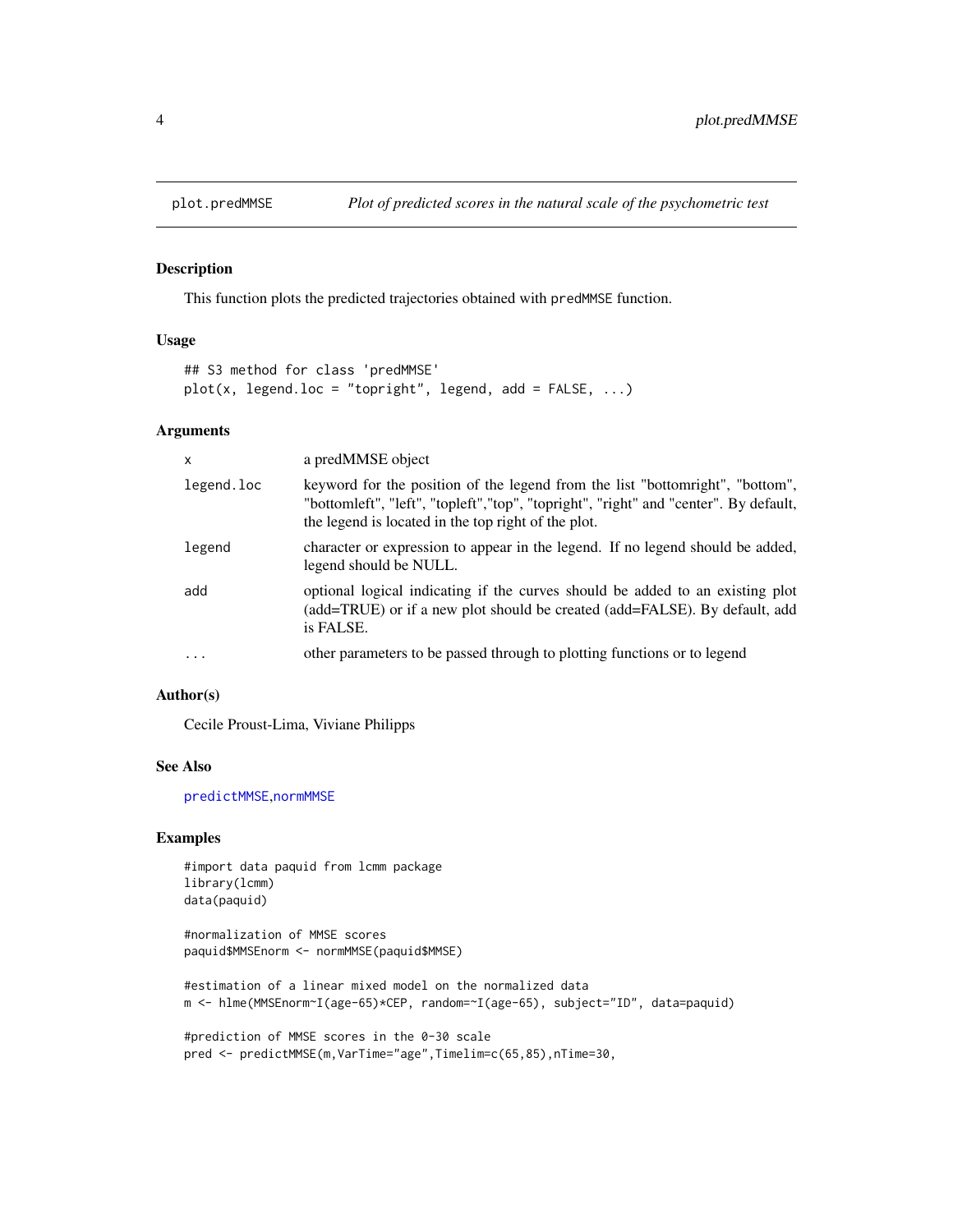# plot.predMMSE

*Plot of predicted scores in the natural scale of the psychometric test*

## Description

This function plots the predicted trajectories obtained with `predMMSE` function.

## Usage

```
## S3 method for class 'predMMSE'
plot(x, legend.loc = "topright", legend, add = FALSE, ...)
```

## Arguments

| | |
|---|---|
| `x` | a predMMSE object |
| `legend.loc` | keyword for the position of the legend from the list "bottomright", "bottom", "bottomleft", "left", "topleft","top", "topright", "right" and "center". By default, the legend is located in the top right of the plot. |
| `legend` | character or expression to appear in the legend. If no legend should be added, legend should be NULL. |
| `add` | optional logical indicating if the curves should be added to an existing plot (add=TRUE) or if a new plot should be created (add=FALSE). By default, add is FALSE. |
| `...` | other parameters to be passed through to plotting functions or to legend |

## Author(s)

Cecile Proust-Lima, Viviane Philipps

## See Also

`predictMMSE`,`normMMSE`

## Examples

```
#import data paquid from lcmm package
library(lcmm)
data(paquid)

#normalization of MMSE scores
paquid$MMSEnorm <- normMMSE(paquid$MMSE)

#estimation of a linear mixed model on the normalized data
m <- hlme(MMSEnorm~I(age-65)*CEP, random=~I(age-65), subject="ID", data=paquid)

#prediction of MMSE scores in the 0-30 scale
pred <- predictMMSE(m,VarTime="age",Timelim=c(65,85),nTime=30,
```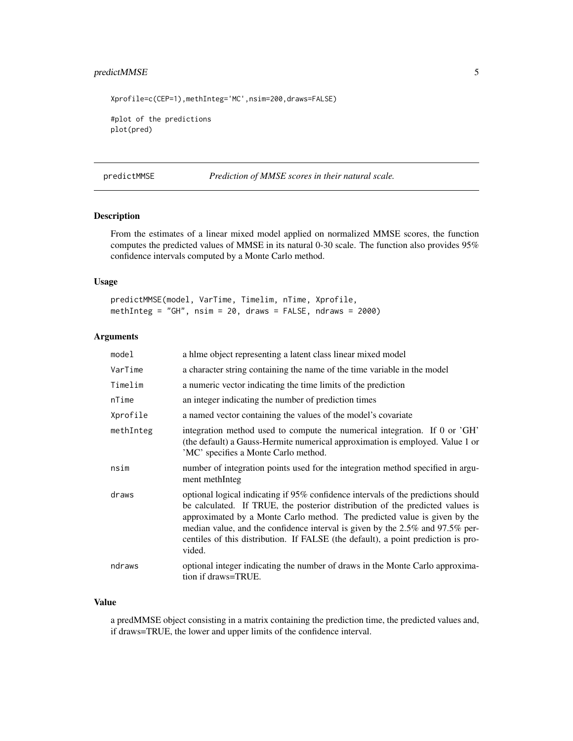```
Xprofile=c(CEP=1),methInteg='MC',nsim=200,draws=FALSE)

#plot of the predictions
plot(pred)
```

---

## predictMMSE — *Prediction of MMSE scores in their natural scale.*

### Description

From the estimates of a linear mixed model applied on normalized MMSE scores, the function computes the predicted values of MMSE in its natural 0-30 scale. The function also provides 95% confidence intervals computed by a Monte Carlo method.

### Usage

```
predictMMSE(model, VarTime, Timelim, nTime, Xprofile,
methInteg = "GH", nsim = 20, draws = FALSE, ndraws = 2000)
```

### Arguments

| | |
|---|---|
| `model` | a hlme object representing a latent class linear mixed model |
| `VarTime` | a character string containing the name of the time variable in the model |
| `Timelim` | a numeric vector indicating the time limits of the prediction |
| `nTime` | an integer indicating the number of prediction times |
| `Xprofile` | a named vector containing the values of the model's covariate |
| `methInteg` | integration method used to compute the numerical integration. If 0 or 'GH' (the default) a Gauss-Hermite numerical approximation is employed. Value 1 or 'MC' specifies a Monte Carlo method. |
| `nsim` | number of integration points used for the integration method specified in argument methInteg |
| `draws` | optional logical indicating if 95% confidence intervals of the predictions should be calculated. If TRUE, the posterior distribution of the predicted values is approximated by a Monte Carlo method. The predicted value is given by the median value, and the confidence interval is given by the 2.5% and 97.5% percentiles of this distribution. If FALSE (the default), a point prediction is provided. |
| `ndraws` | optional integer indicating the number of draws in the Monte Carlo approximation if draws=TRUE. |

### Value

a predMMSE object consisting in a matrix containing the prediction time, the predicted values and, if draws=TRUE, the lower and upper limits of the confidence interval.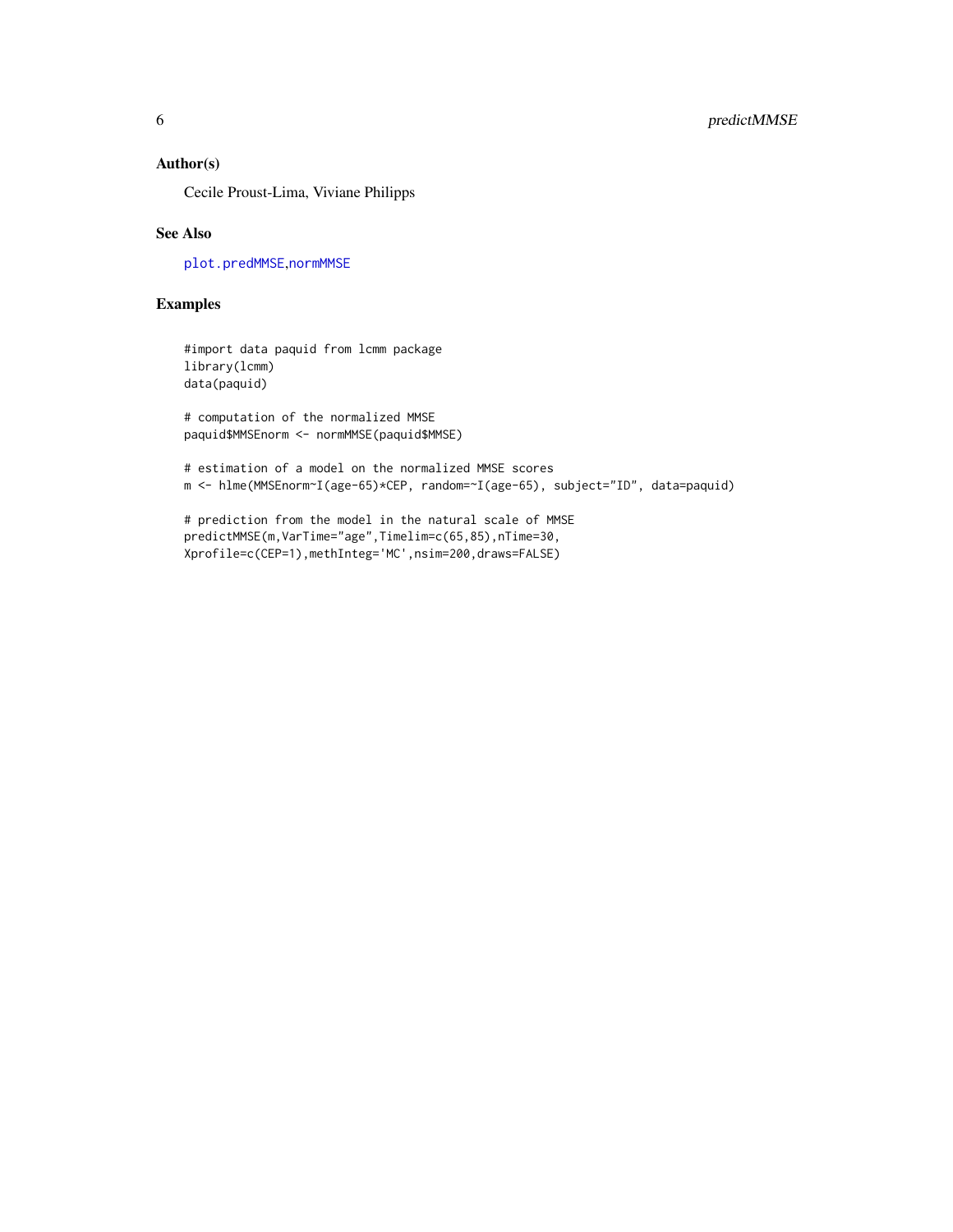## Author(s)

Cecile Proust-Lima, Viviane Philipps

## See Also

plot.predMMSE,normMMSE

## Examples

```
#import data paquid from lcmm package
library(lcmm)
data(paquid)

# computation of the normalized MMSE
paquid$MMSEnorm <- normMMSE(paquid$MMSE)

# estimation of a model on the normalized MMSE scores
m <- hlme(MMSEnorm~I(age-65)*CEP, random=~I(age-65), subject="ID", data=paquid)

# prediction from the model in the natural scale of MMSE
predictMMSE(m,VarTime="age",Timelim=c(65,85),nTime=30,
Xprofile=c(CEP=1),methInteg='MC',nsim=200,draws=FALSE)
```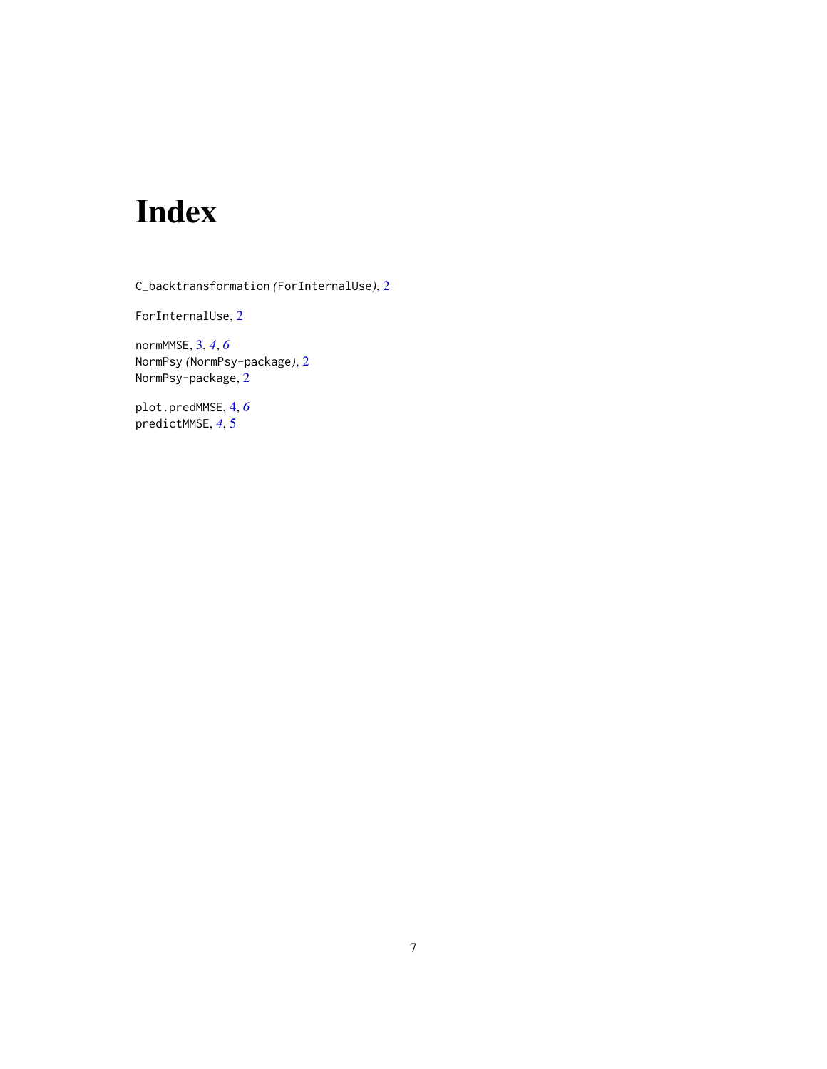# Index

C_backtransformation *(*ForInternalUse*)*, 2

ForInternalUse, 2

normMMSE, 3, *4*, *6*
NormPsy *(*NormPsy-package*)*, 2
NormPsy-package, 2

plot.predMMSE, 4, *6*
predictMMSE, *4*, 5